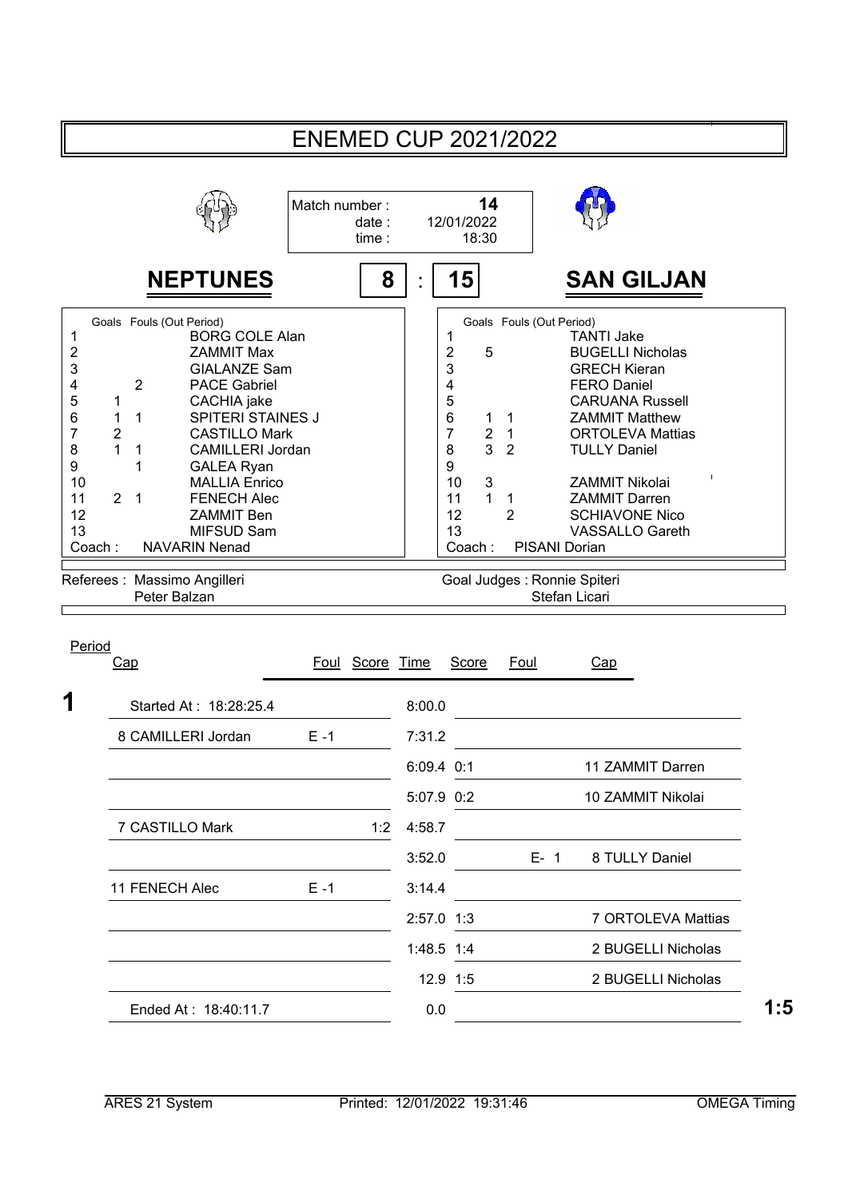# ENEMED CUP 2021/2022

Match number : **14**
date : 12/01/2022
time : 18:30

## NEPTUNES 8 : 15 SAN GILJAN

| Cap | Goals | Fouls (Out Period) | NEPTUNES |
|---|---|---|---|
| 1 | | | BORG COLE Alan |
| 2 | | | ZAMMIT Max |
| 3 | | | GIALANZE Sam |
| 4 | | 2 | PACE Gabriel |
| 5 | 1 | | CACHIA jake |
| 6 | 1 | 1 | SPITERI STAINES J |
| 7 | 2 | | CASTILLO Mark |
| 8 | 1 | 1 | CAMILLERI Jordan |
| 9 | | 1 | GALEA Ryan |
| 10 | | | MALLIA Enrico |
| 11 | 2 | 1 | FENECH Alec |
| 12 | | | ZAMMIT Ben |
| 13 | | | MIFSUD Sam |
| Coach : | | | NAVARIN Nenad |

| Cap | Goals | Fouls (Out Period) | SAN GILJAN |
|---|---|---|---|
| 1 | | | TANTI Jake |
| 2 | 5 | | BUGELLI Nicholas |
| 3 | | | GRECH Kieran |
| 4 | | | FERO Daniel |
| 5 | | | CARUANA Russell |
| 6 | 1 | 1 | ZAMMIT Matthew |
| 7 | 2 | 1 | ORTOLEVA Mattias |
| 8 | 3 | 2 | TULLY Daniel |
| 9 | | | |
| 10 | 3 | | ZAMMIT Nikolai |
| 11 | 1 | 1 | ZAMMIT Darren |
| 12 | | 2 | SCHIAVONE Nico |
| 13 | | | VASSALLO Gareth |
| Coach : | | | PISANI Dorian |

Referees : Massimo Angilleri, Peter Balzan

Goal Judges : Ronnie Spiteri, Stefan Licari

| Period | Cap | Foul | Score | Time | Score | Foul | Cap |
|---|---|---|---|---|---|---|---|
| **1** | Started At : 18:28:25.4 | | | 8:00.0 | | | |
| | 8 CAMILLERI Jordan | E -1 | | 7:31.2 | | | |
| | | | | 6:09.4 | 0:1 | | 11 ZAMMIT Darren |
| | | | | 5:07.9 | 0:2 | | 10 ZAMMIT Nikolai |
| | 7 CASTILLO Mark | | 1:2 | 4:58.7 | | | |
| | | | | 3:52.0 | | E- 1 | 8 TULLY Daniel |
| | 11 FENECH Alec | E -1 | | 3:14.4 | | | |
| | | | | 2:57.0 | 1:3 | | 7 ORTOLEVA Mattias |
| | | | | 1:48.5 | 1:4 | | 2 BUGELLI Nicholas |
| | | | | 12.9 | 1:5 | | 2 BUGELLI Nicholas |
| | Ended At : 18:40:11.7 | | | 0.0 | | | **1:5** |

ARES 21 System — Printed: 12/01/2022 19:31:46 — OMEGA Timing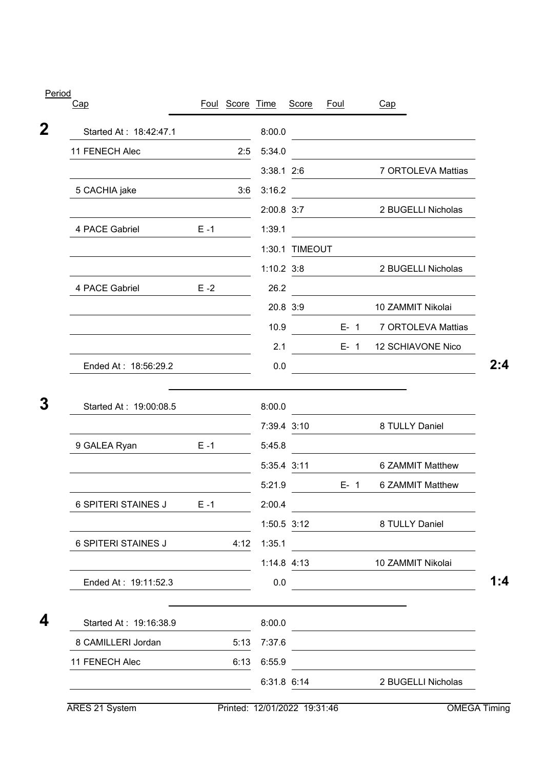| Period | Cap | Foul | Score | Time | Score | Foul | Cap | |
|---|---|---|---|---|---|---|---|---|
| **2** | Started At : 18:42:47.1 | | | 8:00.0 | | | | |
| | 11 FENECH Alec | | 2:5 | 5:34.0 | | | | |
| | | | | 3:38.1 | 2:6 | | 7 ORTOLEVA Mattias | |
| | 5 CACHIA jake | | 3:6 | 3:16.2 | | | | |
| | | | | 2:00.8 | 3:7 | | 2 BUGELLI Nicholas | |
| | 4 PACE Gabriel | E -1 | | 1:39.1 | | | | |
| | | | | 1:30.1 | TIMEOUT | | | |
| | | | | 1:10.2 | 3:8 | | 2 BUGELLI Nicholas | |
| | 4 PACE Gabriel | E -2 | | 26.2 | | | | |
| | | | | 20.8 | 3:9 | | 10 ZAMMIT Nikolai | |
| | | | | 10.9 | | E- 1 | 7 ORTOLEVA Mattias | |
| | | | | 2.1 | | E- 1 | 12 SCHIAVONE Nico | |
| | Ended At : 18:56:29.2 | | | 0.0 | | | | **2:4** |
| **3** | Started At : 19:00:08.5 | | | 8:00.0 | | | | |
| | | | | 7:39.4 | 3:10 | | 8 TULLY Daniel | |
| | 9 GALEA Ryan | E -1 | | 5:45.8 | | | | |
| | | | | 5:35.4 | 3:11 | | 6 ZAMMIT Matthew | |
| | | | | 5:21.9 | | E- 1 | 6 ZAMMIT Matthew | |
| | 6 SPITERI STAINES J | E -1 | | 2:00.4 | | | | |
| | | | | 1:50.5 | 3:12 | | 8 TULLY Daniel | |
| | 6 SPITERI STAINES J | | 4:12 | 1:35.1 | | | | |
| | | | | 1:14.8 | 4:13 | | 10 ZAMMIT Nikolai | |
| | Ended At : 19:11:52.3 | | | 0.0 | | | | **1:4** |
| **4** | Started At : 19:16:38.9 | | | 8:00.0 | | | | |
| | 8 CAMILLERI Jordan | | 5:13 | 7:37.6 | | | | |
| | 11 FENECH Alec | | 6:13 | 6:55.9 | | | | |
| | | | | 6:31.8 | 6:14 | | 2 BUGELLI Nicholas | |

ARES 21 System — Printed: 12/01/2022 19:31:46 — OMEGA Timing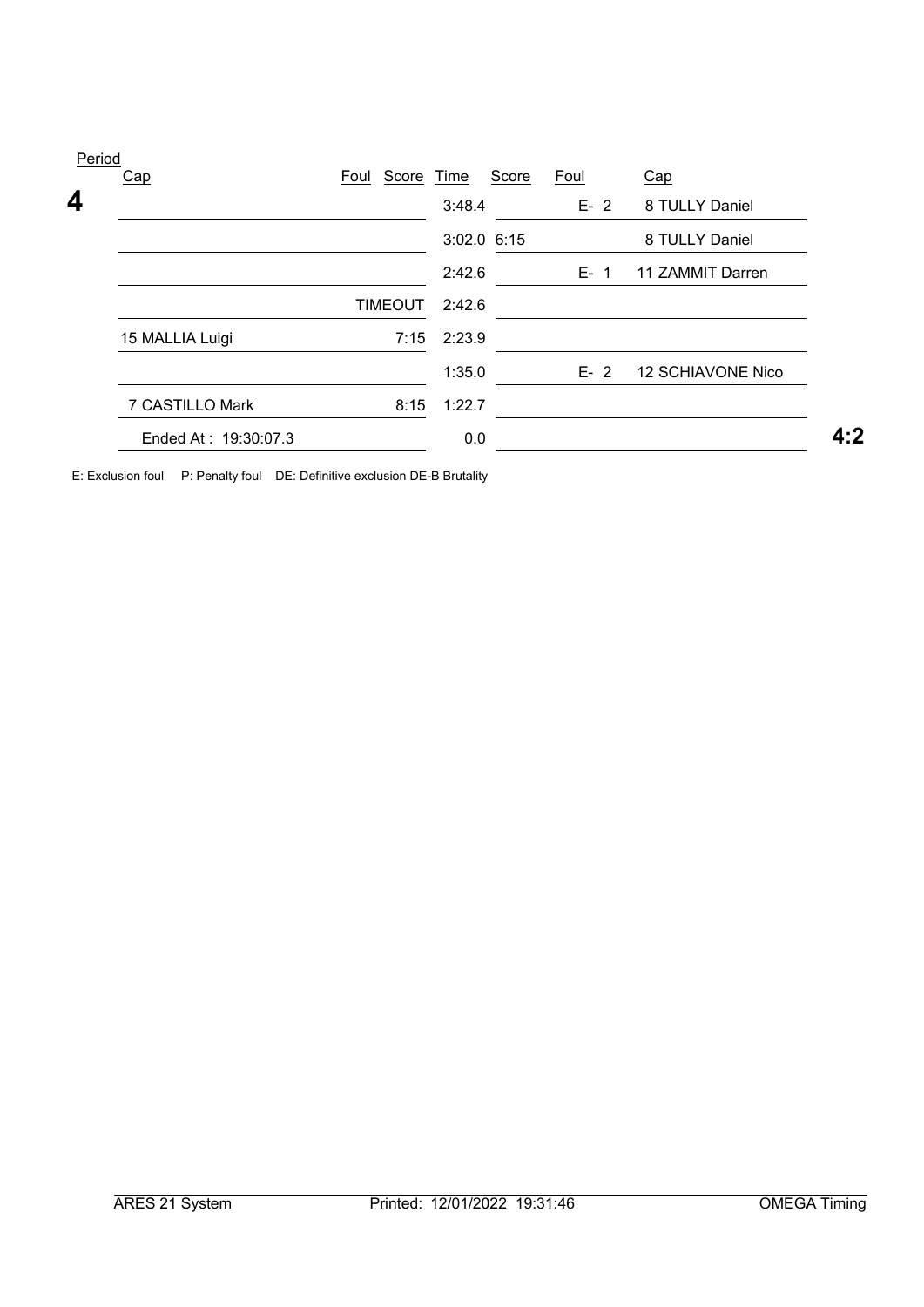| Period | Cap | Foul | Score | Time | Score | Foul | Cap | |
|---|---|---|---|---|---|---|---|---|
| **4** | | | | 3:48.4 | | E- 2 | 8 TULLY Daniel | |
| | | | | 3:02.0 | 6:15 | | 8 TULLY Daniel | |
| | | | | 2:42.6 | | E- 1 | 11 ZAMMIT Darren | |
| | | TIMEOUT | | 2:42.6 | | | | |
| | 15 MALLIA Luigi | | 7:15 | 2:23.9 | | | | |
| | | | | 1:35.0 | | E- 2 | 12 SCHIAVONE Nico | |
| | 7 CASTILLO Mark | | 8:15 | 1:22.7 | | | | |
| | Ended At : 19:30:07.3 | | | 0.0 | | | | **4:2** |

E: Exclusion foul P: Penalty foul DE: Definitive exclusion DE-B Brutality

ARES 21 System Printed: 12/01/2022 19:31:46 OMEGA Timing